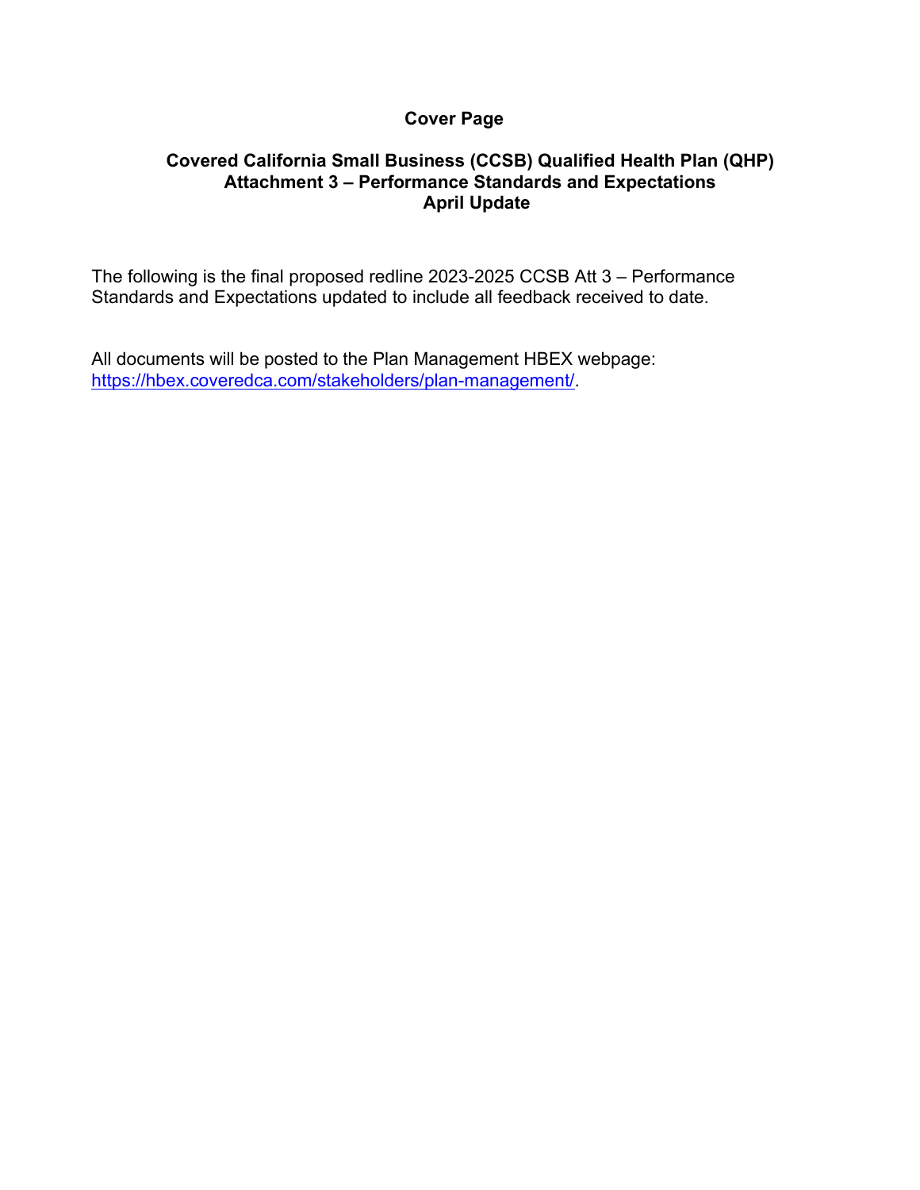**Cover Page**

**Covered California Small Business (CCSB) Qualified Health Plan (QHP)**
**Attachment 3 – Performance Standards and Expectations**
**April Update**

The following is the final proposed redline 2023-2025 CCSB Att 3 – Performance Standards and Expectations updated to include all feedback received to date.

All documents will be posted to the Plan Management HBEX webpage: [https://hbex.coveredca.com/stakeholders/plan-management/](https://hbex.coveredca.com/stakeholders/plan-management/).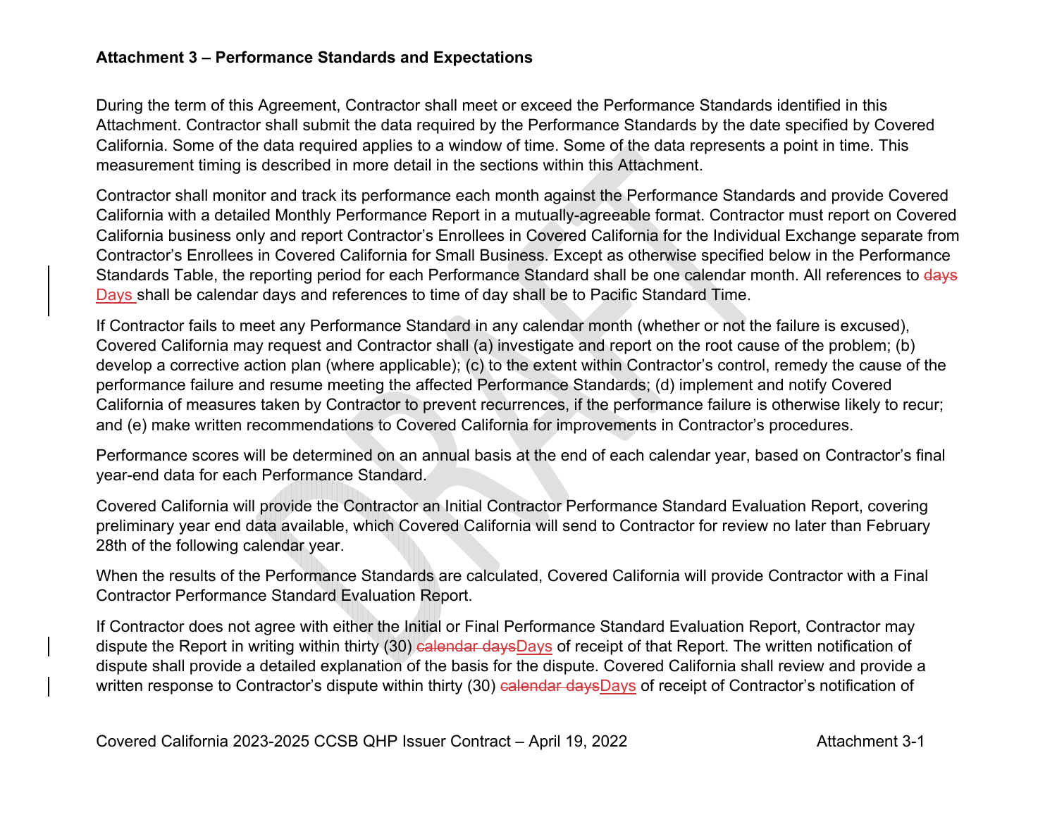### Attachment 3 – Performance Standards and Expectations

During the term of this Agreement, Contractor shall meet or exceed the Performance Standards identified in this Attachment. Contractor shall submit the data required by the Performance Standards by the date specified by Covered California. Some of the data required applies to a window of time. Some of the data represents a point in time. This measurement timing is described in more detail in the sections within this Attachment.

Contractor shall monitor and track its performance each month against the Performance Standards and provide Covered California with a detailed Monthly Performance Report in a mutually-agreeable format. Contractor must report on Covered California business only and report Contractor's Enrollees in Covered California for the Individual Exchange separate from Contractor's Enrollees in Covered California for Small Business. Except as otherwise specified below in the Performance Standards Table, the reporting period for each Performance Standard shall be one calendar month. All references to ~~days~~ Days shall be calendar days and references to time of day shall be to Pacific Standard Time.

If Contractor fails to meet any Performance Standard in any calendar month (whether or not the failure is excused), Covered California may request and Contractor shall (a) investigate and report on the root cause of the problem; (b) develop a corrective action plan (where applicable); (c) to the extent within Contractor's control, remedy the cause of the performance failure and resume meeting the affected Performance Standards; (d) implement and notify Covered California of measures taken by Contractor to prevent recurrences, if the performance failure is otherwise likely to recur; and (e) make written recommendations to Covered California for improvements in Contractor's procedures.

Performance scores will be determined on an annual basis at the end of each calendar year, based on Contractor's final year-end data for each Performance Standard.

Covered California will provide the Contractor an Initial Contractor Performance Standard Evaluation Report, covering preliminary year end data available, which Covered California will send to Contractor for review no later than February 28th of the following calendar year.

When the results of the Performance Standards are calculated, Covered California will provide Contractor with a Final Contractor Performance Standard Evaluation Report.

If Contractor does not agree with either the Initial or Final Performance Standard Evaluation Report, Contractor may dispute the Report in writing within thirty (30) ~~calendar days~~Days of receipt of that Report. The written notification of dispute shall provide a detailed explanation of the basis for the dispute. Covered California shall review and provide a written response to Contractor's dispute within thirty (30) ~~calendar days~~Days of receipt of Contractor's notification of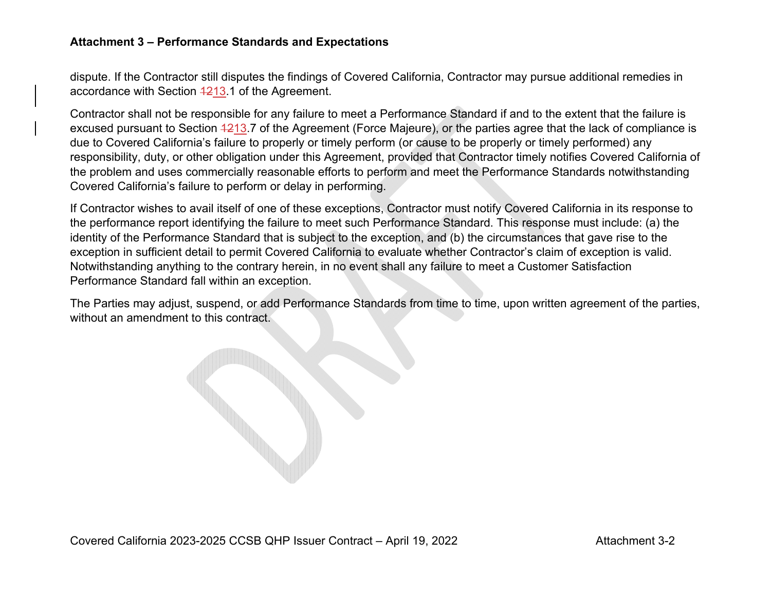dispute. If the Contractor still disputes the findings of Covered California, Contractor may pursue additional remedies in accordance with Section ~~12~~13.1 of the Agreement.

Contractor shall not be responsible for any failure to meet a Performance Standard if and to the extent that the failure is excused pursuant to Section ~~12~~13.7 of the Agreement (Force Majeure), or the parties agree that the lack of compliance is due to Covered California's failure to properly or timely perform (or cause to be properly or timely performed) any responsibility, duty, or other obligation under this Agreement, provided that Contractor timely notifies Covered California of the problem and uses commercially reasonable efforts to perform and meet the Performance Standards notwithstanding Covered California's failure to perform or delay in performing.

If Contractor wishes to avail itself of one of these exceptions, Contractor must notify Covered California in its response to the performance report identifying the failure to meet such Performance Standard. This response must include: (a) the identity of the Performance Standard that is subject to the exception, and (b) the circumstances that gave rise to the exception in sufficient detail to permit Covered California to evaluate whether Contractor's claim of exception is valid. Notwithstanding anything to the contrary herein, in no event shall any failure to meet a Customer Satisfaction Performance Standard fall within an exception.

The Parties may adjust, suspend, or add Performance Standards from time to time, upon written agreement of the parties, without an amendment to this contract.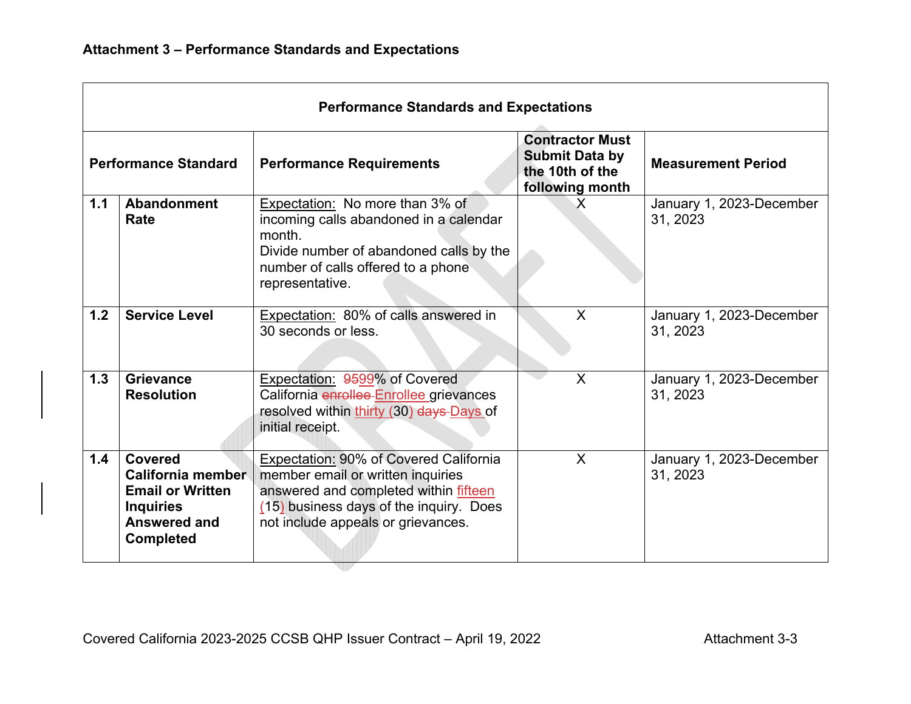**Attachment 3 – Performance Standards and Expectations**

| Performance Standards and Expectations | | | | |
|---|---|---|---|---|
| **Performance Standard** | | **Performance Requirements** | **Contractor Must Submit Data by the 10th of the following month** | **Measurement Period** |
| **1.1** | **Abandonment Rate** | Expectation: No more than 3% of incoming calls abandoned in a calendar month. Divide number of abandoned calls by the number of calls offered to a phone representative. | X | January 1, 2023-December 31, 2023 |
| **1.2** | **Service Level** | Expectation: 80% of calls answered in 30 seconds or less. | X | January 1, 2023-December 31, 2023 |
| **1.3** | **Grievance Resolution** | Expectation: ~~95~~99% of Covered California ~~enrollee~~ Enrollee grievances resolved within thirty (30) ~~days~~ Days of initial receipt. | X | January 1, 2023-December 31, 2023 |
| **1.4** | **Covered California member Email or Written Inquiries Answered and Completed** | Expectation: 90% of Covered California member email or written inquiries answered and completed within fifteen (15) business days of the inquiry. Does not include appeals or grievances. | X | January 1, 2023-December 31, 2023 |

Covered California 2023-2025 CCSB QHP Issuer Contract – April 19, 2022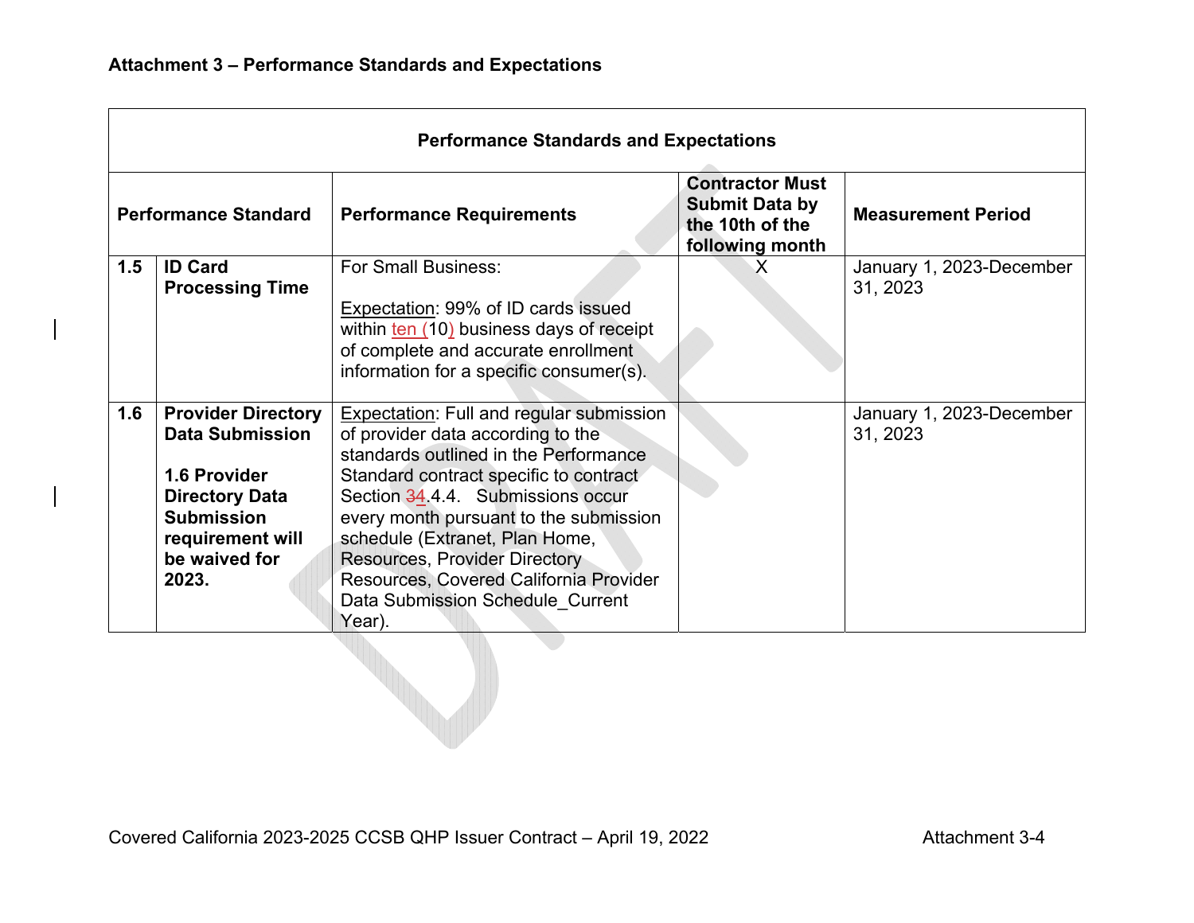**Attachment 3 – Performance Standards and Expectations**

| Performance Standards and Expectations | | | | |
|---|---|---|---|---|
| **Performance Standard** | | **Performance Requirements** | **Contractor Must Submit Data by the 10th of the following month** | **Measurement Period** |
| **1.5** | **ID Card Processing Time** | For Small Business:<br><br><u>Expectation</u>: 99% of ID cards issued within ten (10) business days of receipt of complete and accurate enrollment information for a specific consumer(s). | X | January 1, 2023-December 31, 2023 |
| **1.6** | **Provider Directory Data Submission**<br><br>**1.6 Provider Directory Data Submission requirement will be waived for 2023.** | <u>Expectation</u>: Full and regular submission of provider data according to the standards outlined in the Performance Standard contract specific to contract Section ~~3~~4.4.4. Submissions occur every month pursuant to the submission schedule (Extranet, Plan Home, Resources, Provider Directory Resources, Covered California Provider Data Submission Schedule_Current Year). | | January 1, 2023-December 31, 2023 |